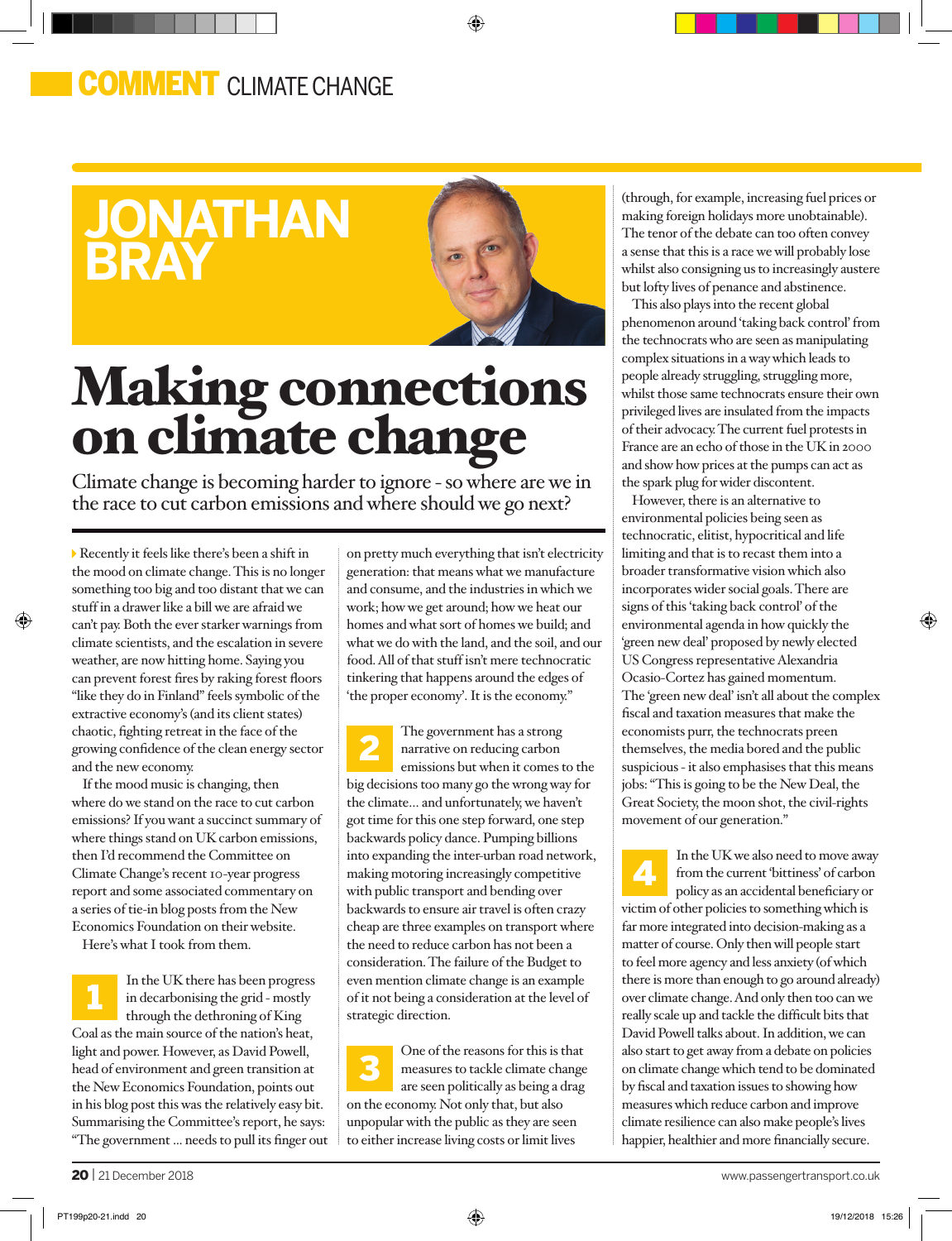COMMENT CLIMATE CHANGE

JONATHAN BRAY

# Making connections on climate change

## Climate change is becoming harder to ignore - so where are we in the race to cut carbon emissions and where should we go next?

Recently it feels like there's been a shift in the mood on climate change. This is no longer something too big and too distant that we can stuff in a drawer like a bill we are afraid we can't pay. Both the ever starker warnings from climate scientists, and the escalation in severe weather, are now hitting home. Saying you can prevent forest fires by raking forest floors "like they do in Finland" feels symbolic of the extractive economy's (and its client states) chaotic, fighting retreat in the face of the growing confidence of the clean energy sector and the new economy.

If the mood music is changing, then where do we stand on the race to cut carbon emissions? If you want a succinct summary of where things stand on UK carbon emissions, then I'd recommend the Committee on Climate Change's recent 10-year progress report and some associated commentary on a series of tie-in blog posts from the New Economics Foundation on their website.

Here's what I took from them.

**1** In the UK there has been progress in decarbonising the grid - mostly through the dethroning of King Coal as the main source of the nation's heat, light and power. However, as David Powell, head of environment and green transition at the New Economics Foundation, points out in his blog post this was the relatively easy bit. Summarising the Committee's report, he says: "The government ... needs to pull its finger out on pretty much everything that isn't electricity generation: that means what we manufacture and consume, and the industries in which we work; how we get around; how we heat our homes and what sort of homes we build; and what we do with the land, and the soil, and our food. All of that stuff isn't mere technocratic tinkering that happens around the edges of 'the proper economy'. It is the economy."

**2** The government has a strong narrative on reducing carbon emissions but when it comes to the big decisions too many go the wrong way for the climate... and unfortunately, we haven't got time for this one step forward, one step backwards policy dance. Pumping billions into expanding the inter-urban road network, making motoring increasingly competitive with public transport and bending over backwards to ensure air travel is often crazy cheap are three examples on transport where the need to reduce carbon has not been a consideration. The failure of the Budget to even mention climate change is an example of it not being a consideration at the level of strategic direction.

**3** One of the reasons for this is that measures to tackle climate change are seen politically as being a drag on the economy. Not only that, but also unpopular with the public as they are seen to either increase living costs or limit lives (through, for example, increasing fuel prices or making foreign holidays more unobtainable). The tenor of the debate can too often convey a sense that this is a race we will probably lose whilst also consigning us to increasingly austere but lofty lives of penance and abstinence.

This also plays into the recent global phenomenon around 'taking back control' from the technocrats who are seen as manipulating complex situations in a way which leads to people already struggling, struggling more, whilst those same technocrats ensure their own privileged lives are insulated from the impacts of their advocacy. The current fuel protests in France are an echo of those in the UK in 2000 and show how prices at the pumps can act as the spark plug for wider discontent.

However, there is an alternative to environmental policies being seen as technocratic, elitist, hypocritical and life limiting and that is to recast them into a broader transformative vision which also incorporates wider social goals. There are signs of this 'taking back control' of the environmental agenda in how quickly the 'green new deal' proposed by newly elected US Congress representative Alexandria Ocasio-Cortez has gained momentum. The 'green new deal' isn't all about the complex fiscal and taxation measures that make the economists purr, the technocrats preen themselves, the media bored and the public suspicious - it also emphasises that this means jobs: "This is going to be the New Deal, the Great Society, the moon shot, the civil-rights movement of our generation."

**4** In the UK we also need to move away from the current 'bittiness' of carbon policy as an accidental beneficiary or victim of other policies to something which is far more integrated into decision-making as a matter of course. Only then will people start to feel more agency and less anxiety (of which there is more than enough to go around already) over climate change. And only then too can we really scale up and tackle the difficult bits that David Powell talks about. In addition, we can also start to get away from a debate on policies on climate change which tend to be dominated by fiscal and taxation issues to showing how measures which reduce carbon and improve climate resilience can also make people's lives happier, healthier and more financially secure.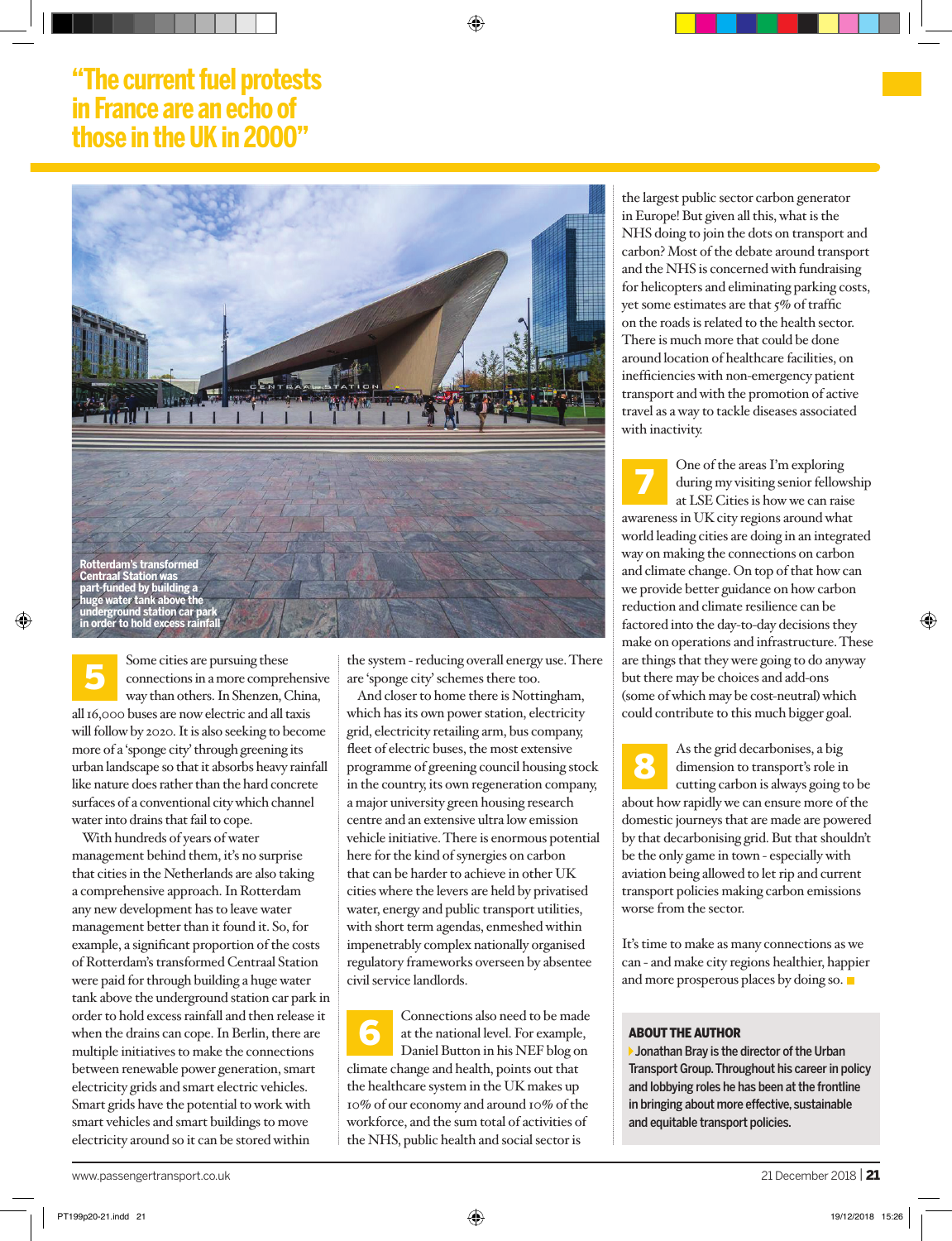## "The current fuel protests in France are an echo of those in the UK in 2000"

Rotterdam's transformed Centraal Station was part-funded by building a huge water tank above the underground station car park in order to hold excess rainfall

**5** Some cities are pursuing these connections in a more comprehensive way than others. In Shenzen, China, all 16,000 buses are now electric and all taxis will follow by 2020. It is also seeking to become more of a 'sponge city' through greening its urban landscape so that it absorbs heavy rainfall like nature does rather than the hard concrete surfaces of a conventional city which channel water into drains that fail to cope.

With hundreds of years of water management behind them, it's no surprise that cities in the Netherlands are also taking a comprehensive approach. In Rotterdam any new development has to leave water management better than it found it. So, for example, a significant proportion of the costs of Rotterdam's transformed Centraal Station were paid for through building a huge water tank above the underground station car park in order to hold excess rainfall and then release it when the drains can cope. In Berlin, there are multiple initiatives to make the connections between renewable power generation, smart electricity grids and smart electric vehicles. Smart grids have the potential to work with smart vehicles and smart buildings to move electricity around so it can be stored within the system - reducing overall energy use. There are 'sponge city' schemes there too.

And closer to home there is Nottingham, which has its own power station, electricity grid, electricity retailing arm, bus company, fleet of electric buses, the most extensive programme of greening council housing stock in the country, its own regeneration company, a major university green housing research centre and an extensive ultra low emission vehicle initiative. There is enormous potential here for the kind of synergies on carbon that can be harder to achieve in other UK cities where the levers are held by privatised water, energy and public transport utilities, with short term agendas, enmeshed within impenetrably complex nationally organised regulatory frameworks overseen by absentee civil service landlords.

**6** Connections also need to be made at the national level. For example, Daniel Button in his NEF blog on climate change and health, points out that the healthcare system in the UK makes up 10% of our economy and around 10% of the workforce, and the sum total of activities of the NHS, public health and social sector is the largest public sector carbon generator in Europe! But given all this, what is the NHS doing to join the dots on transport and carbon? Most of the debate around transport and the NHS is concerned with fundraising for helicopters and eliminating parking costs, yet some estimates are that 5% of traffic on the roads is related to the health sector. There is much more that could be done around location of healthcare facilities, on inefficiencies with non-emergency patient transport and with the promotion of active travel as a way to tackle diseases associated with inactivity.

**7** One of the areas I'm exploring during my visiting senior fellowship at LSE Cities is how we can raise awareness in UK city regions around what world leading cities are doing in an integrated way on making the connections on carbon and climate change. On top of that how can we provide better guidance on how carbon reduction and climate resilience can be factored into the day-to-day decisions they make on operations and infrastructure. These are things that they were going to do anyway but there may be choices and add-ons (some of which may be cost-neutral) which could contribute to this much bigger goal.

**8** As the grid decarbonises, a big dimension to transport's role in cutting carbon is always going to be about how rapidly we can ensure more of the domestic journeys that are made are powered by that decarbonising grid. But that shouldn't be the only game in town - especially with aviation being allowed to let rip and current transport policies making carbon emissions worse from the sector.

It's time to make as many connections as we can - and make city regions healthier, happier and more prosperous places by doing so. ■

### ABOUT THE AUTHOR

**Jonathan Bray is the director of the Urban Transport Group. Throughout his career in policy and lobbying roles he has been at the frontline in bringing about more effective, sustainable and equitable transport policies.**